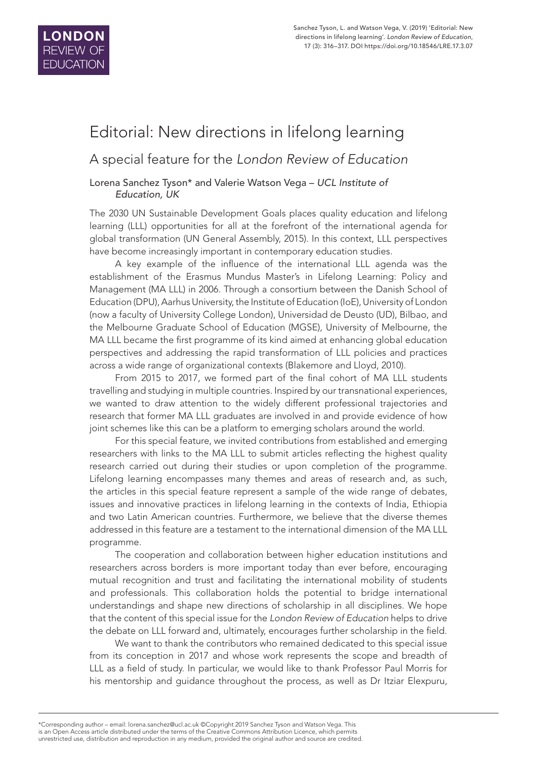# Editorial: New directions in lifelong learning

## A special feature for the *London Review of Education*

Lorena Sanchez Tyson* and Valerie Watson Vega – *UCL Institute of Education, UK*

The 2030 UN Sustainable Development Goals places quality education and lifelong learning (LLL) opportunities for all at the forefront of the international agenda for global transformation (UN General Assembly, 2015). In this context, LLL perspectives have become increasingly important in contemporary education studies.

A key example of the influence of the international LLL agenda was the establishment of the Erasmus Mundus Master's in Lifelong Learning: Policy and Management (MA LLL) in 2006. Through a consortium between the Danish School of Education (DPU), Aarhus University, the Institute of Education (IoE), University of London (now a faculty of University College London), Universidad de Deusto (UD), Bilbao, and the Melbourne Graduate School of Education (MGSE), University of Melbourne, the MA LLL became the first programme of its kind aimed at enhancing global education perspectives and addressing the rapid transformation of LLL policies and practices across a wide range of organizational contexts (Blakemore and Lloyd, 2010).

From 2015 to 2017, we formed part of the final cohort of MA LLL students travelling and studying in multiple countries. Inspired by our transnational experiences, we wanted to draw attention to the widely different professional trajectories and research that former MA LLL graduates are involved in and provide evidence of how joint schemes like this can be a platform to emerging scholars around the world.

For this special feature, we invited contributions from established and emerging researchers with links to the MA LLL to submit articles reflecting the highest quality research carried out during their studies or upon completion of the programme. Lifelong learning encompasses many themes and areas of research and, as such, the articles in this special feature represent a sample of the wide range of debates, issues and innovative practices in lifelong learning in the contexts of India, Ethiopia and two Latin American countries. Furthermore, we believe that the diverse themes addressed in this feature are a testament to the international dimension of the MA LLL programme.

The cooperation and collaboration between higher education institutions and researchers across borders is more important today than ever before, encouraging mutual recognition and trust and facilitating the international mobility of students and professionals. This collaboration holds the potential to bridge international understandings and shape new directions of scholarship in all disciplines. We hope that the content of this special issue for the *London Review of Education* helps to drive the debate on LLL forward and, ultimately, encourages further scholarship in the field.

We want to thank the contributors who remained dedicated to this special issue from its conception in 2017 and whose work represents the scope and breadth of LLL as a field of study. In particular, we would like to thank Professor Paul Morris for his mentorship and guidance throughout the process, as well as Dr Itziar Elexpuru,

*Corresponding author – email: lorena.sanchez@ucl.ac.uk ©Copyright 2019 Sanchez Tyson and Watson Vega. This is an Open Access article distributed under the terms of the Creative Commons Attribution Licence, which permits unrestricted use, distribution and reproduction in any medium, provided the original author and source are credited.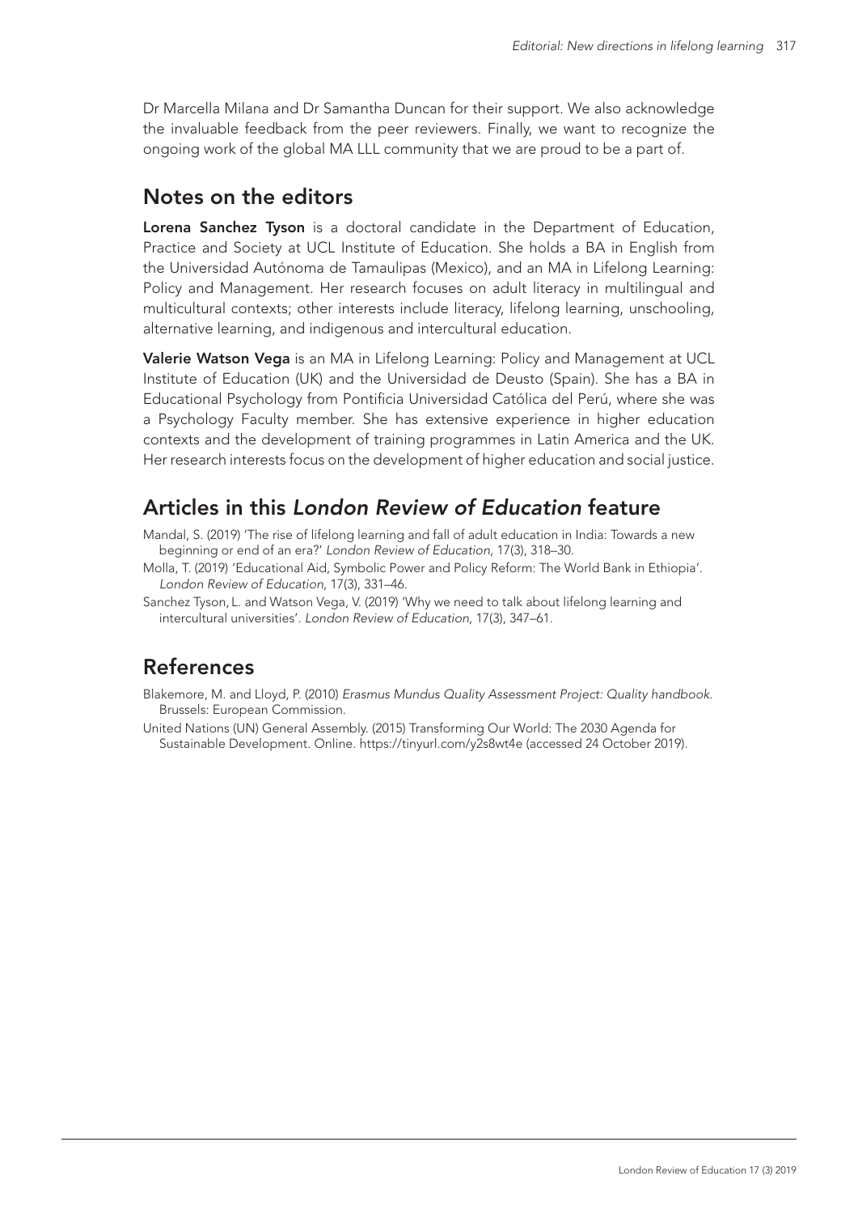Dr Marcella Milana and Dr Samantha Duncan for their support. We also acknowledge the invaluable feedback from the peer reviewers. Finally, we want to recognize the ongoing work of the global MA LLL community that we are proud to be a part of.

## Notes on the editors

**Lorena Sanchez Tyson** is a doctoral candidate in the Department of Education, Practice and Society at UCL Institute of Education. She holds a BA in English from the Universidad Autónoma de Tamaulipas (Mexico), and an MA in Lifelong Learning: Policy and Management. Her research focuses on adult literacy in multilingual and multicultural contexts; other interests include literacy, lifelong learning, unschooling, alternative learning, and indigenous and intercultural education.

**Valerie Watson Vega** is an MA in Lifelong Learning: Policy and Management at UCL Institute of Education (UK) and the Universidad de Deusto (Spain). She has a BA in Educational Psychology from Pontificia Universidad Católica del Perú, where she was a Psychology Faculty member. She has extensive experience in higher education contexts and the development of training programmes in Latin America and the UK. Her research interests focus on the development of higher education and social justice.

## Articles in this *London Review of Education* feature

Mandal, S. (2019) 'The rise of lifelong learning and fall of adult education in India: Towards a new beginning or end of an era?' *London Review of Education*, 17(3), 318–30.

Molla, T. (2019) 'Educational Aid, Symbolic Power and Policy Reform: The World Bank in Ethiopia'. *London Review of Education*, 17(3), 331–46.

Sanchez Tyson, L. and Watson Vega, V. (2019) 'Why we need to talk about lifelong learning and intercultural universities'. *London Review of Education*, 17(3), 347–61.

## References

Blakemore, M. and Lloyd, P. (2010) *Erasmus Mundus Quality Assessment Project: Quality handbook*. Brussels: European Commission.

United Nations (UN) General Assembly. (2015) Transforming Our World: The 2030 Agenda for Sustainable Development. Online. https://tinyurl.com/y2s8wt4e (accessed 24 October 2019).